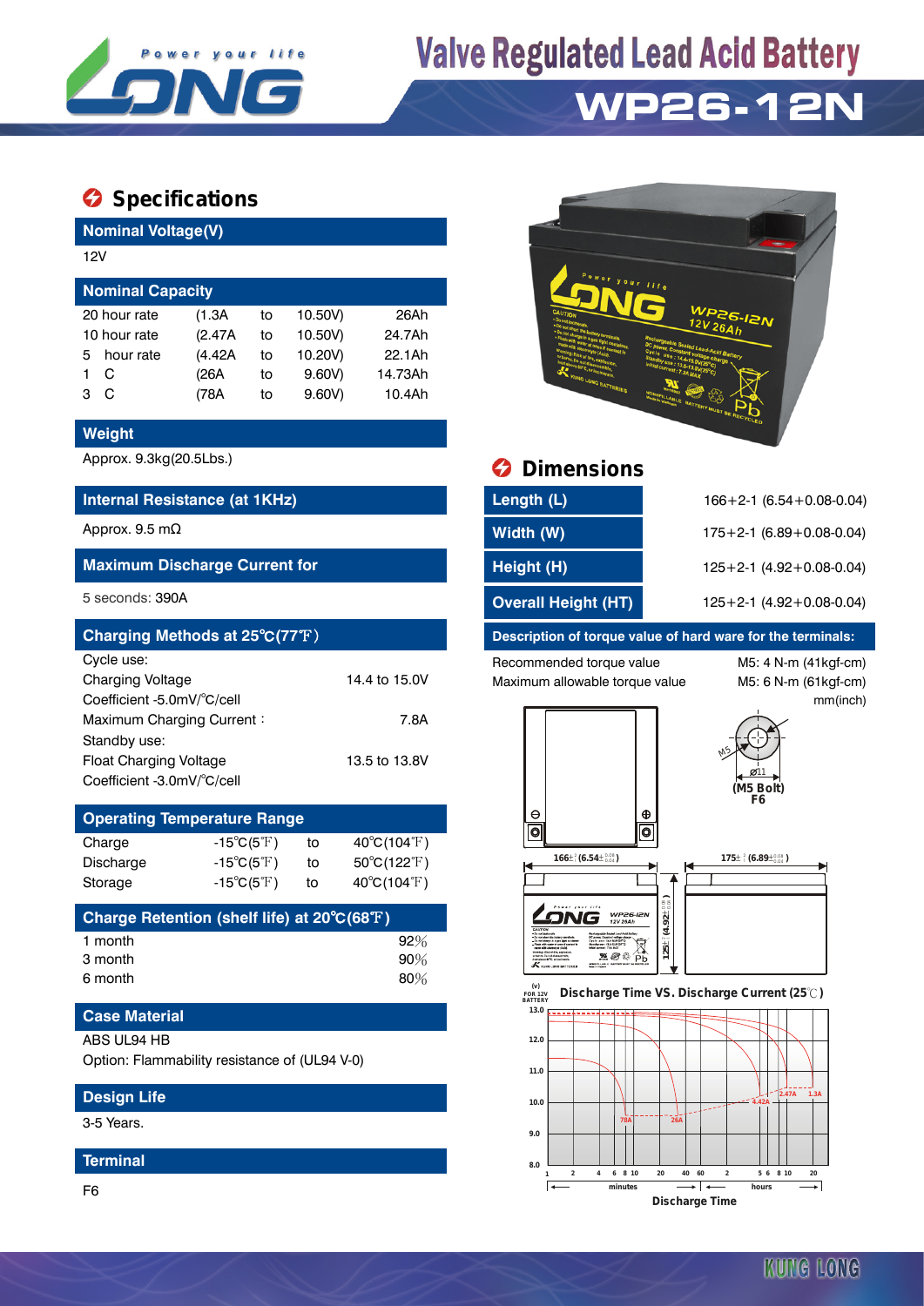# Valve Regulated Lead Acid Battery

# WP26-12N

## Specifications

### Nominal Voltage(V)

12V

### Nominal Capacity

| | | | | |
|---|---|---|---|---|
| 20 hour rate | (1.3A | to | 10.50V) | 26Ah |
| 10 hour rate | (2.47A | to | 10.50V) | 24.7Ah |
| 5 hour rate | (4.42A | to | 10.20V) | 22.1Ah |
| 1 C | (26A | to | 9.60V) | 14.73Ah |
| 3 C | (78A | to | 9.60V) | 10.4Ah |

### Weight

Approx. 9.3kg(20.5Lbs.)

### Internal Resistance (at 1KHz)

Approx. 9.5 mΩ

### Maximum Discharge Current for

5 seconds: 390A

### Charging Methods at 25℃(77℉)

Cycle use:

| | |
|---|---|
| Charging Voltage | 14.4 to 15.0V |
| Coefficient -5.0mV/℃/cell | |
| Maximum Charging Current : | 7.8A |

Standby use:

| | |
|---|---|
| Float Charging Voltage | 13.5 to 13.8V |
| Coefficient -3.0mV/℃/cell | |

### Operating Temperature Range

| | | | |
|---|---|---|---|
| Charge | -15℃(5℉) | to | 40℃(104℉) |
| Discharge | -15℃(5℉) | to | 50℃(122℉) |
| Storage | -15℃(5℉) | to | 40℃(104℉) |

### Charge Retention (shelf life) at 20℃(68℉)

| | |
|---|---|
| 1 month | 92% |
| 3 month | 90% |
| 6 month | 80% |

### Case Material

ABS UL94 HB

Option: Flammability resistance of (UL94 V-0)

### Design Life

3-5 Years.

### Terminal

F6

## Dimensions

| | |
|---|---|
| Length (L) | 166+2-1 (6.54+0.08-0.04) |
| Width (W) | 175+2-1 (6.89+0.08-0.04) |
| Height (H) | 125+2-1 (4.92+0.08-0.04) |
| Overall Height (HT) | 125+2-1 (4.92+0.08-0.04) |

### Description of torque value of hard ware for the terminals:

| | |
|---|---|
| Recommended torque value | M5: 4 N-m (41kgf-cm) |
| Maximum allowable torque value | M5: 6 N-m (61kgf-cm) |

mm(inch)

(M5 Bolt) F6

Discharge Time VS. Discharge Current (25℃)

Discharge Time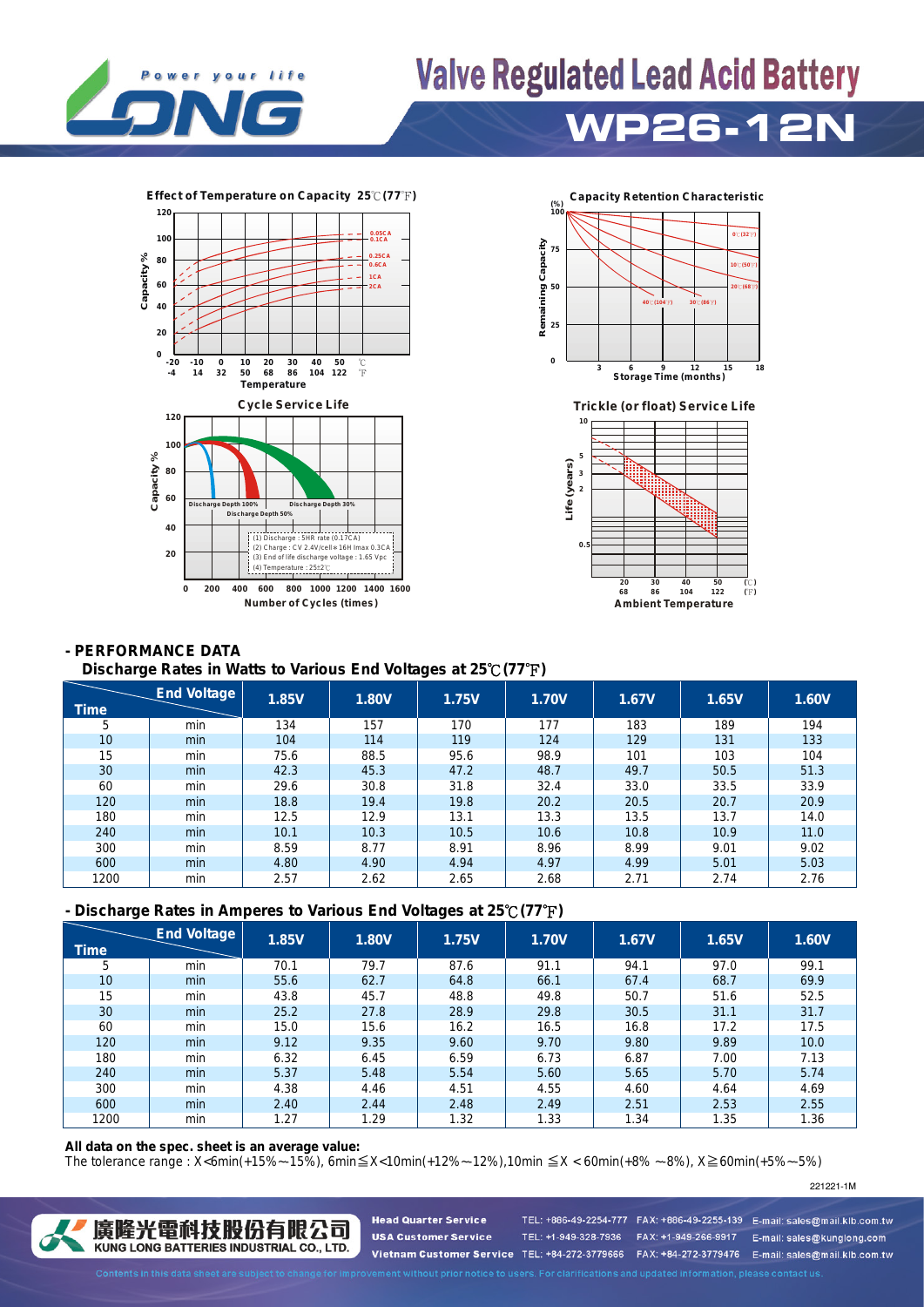# Valve Regulated Lead Acid Battery

## WP26-12N

Power your life

LONG

**Effect of Temperature on Capacity 25℃(77℉)**

Capacity %

120
100
80
60
40
20
0

0.05CA
0.1CA
0.25CA
0.6CA
1CA
2CA

-20 -10 0 10 20 30 40 50 ℃
-4 14 32 50 68 86 104 122 ℉

Temperature

**Capacity Retention Characteristic**

(%)
100
75
50
25
0

Remaining Capacity

0℃(32℉)
10℃(50℉)
20℃(68℉)
40℃(104℉)
30℃(86℉)

3 6 9 12 15 18
Storage Time (months)

**Cycle Service Life**

Capacity %

120
100
80
60
40
20

Discharge Depth 100%
Discharge Depth 50%
Discharge Depth 30%

(1) Discharge : 5HR rate (0.17CA)
(2) Charge : CV 2.4V/cell≒16H Imax 0.3CA
(3) End of life discharge voltage : 1.65 Vpc
(4) Temperature : 25±2℃

0 200 400 600 800 1000 1200 1400 1600
Number of Cycles (times)

**Trickle (or float) Service Life**

Life (years)

10
5
3
2
0.5

20 30 40 50 (℃)
68 86 104 122 (℉)
Ambient Temperature

## - PERFORMANCE DATA

**Discharge Rates in Watts to Various End Voltages at 25℃(77℉)**

| Time | | 1.85V | 1.80V | 1.75V | 1.70V | 1.67V | 1.65V | 1.60V |
|---|---|---|---|---|---|---|---|---|
| 5 | min | 134 | 157 | 170 | 177 | 183 | 189 | 194 |
| 10 | min | 104 | 114 | 119 | 124 | 129 | 131 | 133 |
| 15 | min | 75.6 | 88.5 | 95.6 | 98.9 | 101 | 103 | 104 |
| 30 | min | 42.3 | 45.3 | 47.2 | 48.7 | 49.7 | 50.5 | 51.3 |
| 60 | min | 29.6 | 30.8 | 31.8 | 32.4 | 33.0 | 33.5 | 33.9 |
| 120 | min | 18.8 | 19.4 | 19.8 | 20.2 | 20.5 | 20.7 | 20.9 |
| 180 | min | 12.5 | 12.9 | 13.1 | 13.3 | 13.5 | 13.7 | 14.0 |
| 240 | min | 10.1 | 10.3 | 10.5 | 10.6 | 10.8 | 10.9 | 11.0 |
| 300 | min | 8.59 | 8.77 | 8.91 | 8.96 | 8.99 | 9.01 | 9.02 |
| 600 | min | 4.80 | 4.90 | 4.94 | 4.97 | 4.99 | 5.01 | 5.03 |
| 1200 | min | 2.57 | 2.62 | 2.65 | 2.68 | 2.71 | 2.74 | 2.76 |

**- Discharge Rates in Amperes to Various End Voltages at 25℃(77℉)**

| Time | | 1.85V | 1.80V | 1.75V | 1.70V | 1.67V | 1.65V | 1.60V |
|---|---|---|---|---|---|---|---|---|
| 5 | min | 70.1 | 79.7 | 87.6 | 91.1 | 94.1 | 97.0 | 99.1 |
| 10 | min | 55.6 | 62.7 | 64.8 | 66.1 | 67.4 | 68.7 | 69.9 |
| 15 | min | 43.8 | 45.7 | 48.8 | 49.8 | 50.7 | 51.6 | 52.5 |
| 30 | min | 25.2 | 27.8 | 28.9 | 29.8 | 30.5 | 31.1 | 31.7 |
| 60 | min | 15.0 | 15.6 | 16.2 | 16.5 | 16.8 | 17.2 | 17.5 |
| 120 | min | 9.12 | 9.35 | 9.60 | 9.70 | 9.80 | 9.89 | 10.0 |
| 180 | min | 6.32 | 6.45 | 6.59 | 6.73 | 6.87 | 7.00 | 7.13 |
| 240 | min | 5.37 | 5.48 | 5.54 | 5.60 | 5.65 | 5.70 | 5.74 |
| 300 | min | 4.38 | 4.46 | 4.51 | 4.55 | 4.60 | 4.64 | 4.69 |
| 600 | min | 2.40 | 2.44 | 2.48 | 2.49 | 2.51 | 2.53 | 2.55 |
| 1200 | min | 1.27 | 1.29 | 1.32 | 1.33 | 1.34 | 1.35 | 1.36 |

**All data on the spec. sheet is an average value:**

The tolerance range : X<6min(+15%~15%), 6min≦X<10min(+12%~12%),10min ≦X < 60min(+8% ~8%), X≧60min(+5%~5%)

221221-1M

廣隆光電科技股份有限公司
KUNG LONG BATTERIES INDUSTRIAL CO., LTD.

| | | | |
|---|---|---|---|
| Head Quarter Service | TEL: +886-49-2254-777 | FAX: +886-49-2255-139 | E-mail: sales@mail.klb.com.tw |
| USA Customer Service | TEL: +1-949-328-7936 | FAX: +1-949-266-9917 | E-mail: sales@kunglong.com |
| Vietnam Customer Service | TEL: +84-272-3779666 | FAX: +84-272-3779476 | E-mail: sales@mail.klb.com.tw |

Contents in this data sheet are subject to change for improvement without prior notice to users. For clarifications and updated information, please contact us.